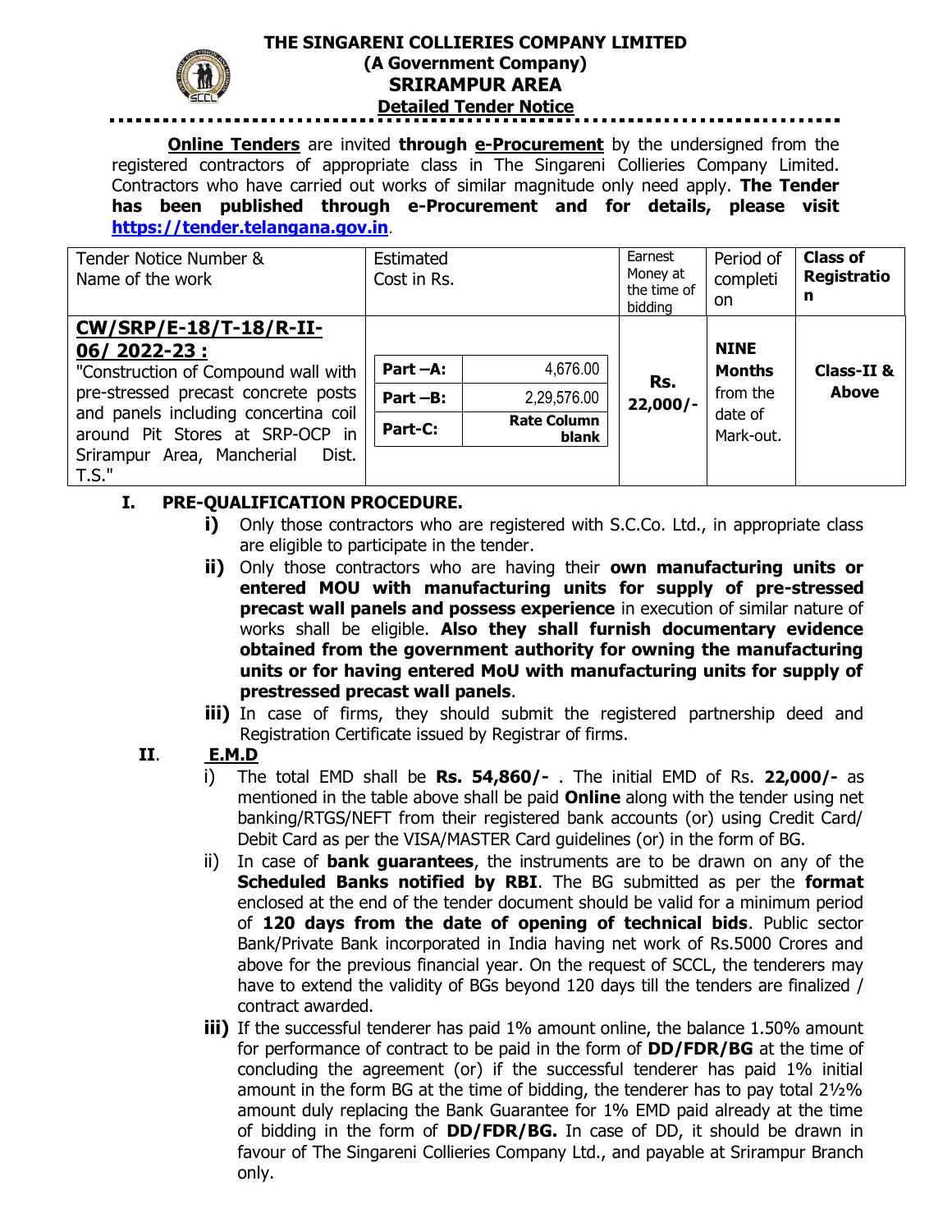# THE SINGARENI COLLIERIES COMPANY LIMITED
## (A Government Company)
## SRIRAMPUR AREA
## Detailed Tender Notice

**Online Tenders** are invited **through e-Procurement** by the undersigned from the registered contractors of appropriate class in The Singareni Collieries Company Limited. Contractors who have carried out works of similar magnitude only need apply. **The Tender has been published through e-Procurement and for details, please visit https://tender.telangana.gov.in**.

| Tender Notice Number & Name of the work | Estimated Cost in Rs. | | Earnest Money at the time of bidding | Period of completion | Class of Registration |
|---|---|---|---|---|---|
| **CW/SRP/E-18/T-18/R-II-06/ 2022-23 :** "Construction of Compound wall with pre-stressed precast concrete posts and panels including concertina coil around Pit Stores at SRP-OCP in Srirampur Area, Mancherial Dist. T.S." | Part –A: | 4,676.00 | **Rs. 22,000/-** | **NINE Months** from the date of Mark-out. | **Class-II & Above** |
| | Part –B: | 2,29,576.00 | | | |
| | Part-C: | **Rate Column blank** | | | |

### I. PRE-QUALIFICATION PROCEDURE.

- **i)** Only those contractors who are registered with S.C.Co. Ltd., in appropriate class are eligible to participate in the tender.
- **ii)** Only those contractors who are having their **own manufacturing units or entered MOU with manufacturing units for supply of pre-stressed precast wall panels and possess experience** in execution of similar nature of works shall be eligible. **Also they shall furnish documentary evidence obtained from the government authority for owning the manufacturing units or for having entered MoU with manufacturing units for supply of prestressed precast wall panels**.
- **iii)** In case of firms, they should submit the registered partnership deed and Registration Certificate issued by Registrar of firms.

### II. E.M.D

- i) The total EMD shall be **Rs. 54,860/-** . The initial EMD of Rs. **22,000/-** as mentioned in the table above shall be paid **Online** along with the tender using net banking/RTGS/NEFT from their registered bank accounts (or) using Credit Card/ Debit Card as per the VISA/MASTER Card guidelines (or) in the form of BG.
- ii) In case of **bank guarantees**, the instruments are to be drawn on any of the **Scheduled Banks notified by RBI**. The BG submitted as per the **format** enclosed at the end of the tender document should be valid for a minimum period of **120 days from the date of opening of technical bids**. Public sector Bank/Private Bank incorporated in India having net work of Rs.5000 Crores and above for the previous financial year. On the request of SCCL, the tenderers may have to extend the validity of BGs beyond 120 days till the tenders are finalized / contract awarded.
- **iii)** If the successful tenderer has paid 1% amount online, the balance 1.50% amount for performance of contract to be paid in the form of **DD/FDR/BG** at the time of concluding the agreement (or) if the successful tenderer has paid 1% initial amount in the form BG at the time of bidding, the tenderer has to pay total 2½% amount duly replacing the Bank Guarantee for 1% EMD paid already at the time of bidding in the form of **DD/FDR/BG.** In case of DD, it should be drawn in favour of The Singareni Collieries Company Ltd., and payable at Srirampur Branch only.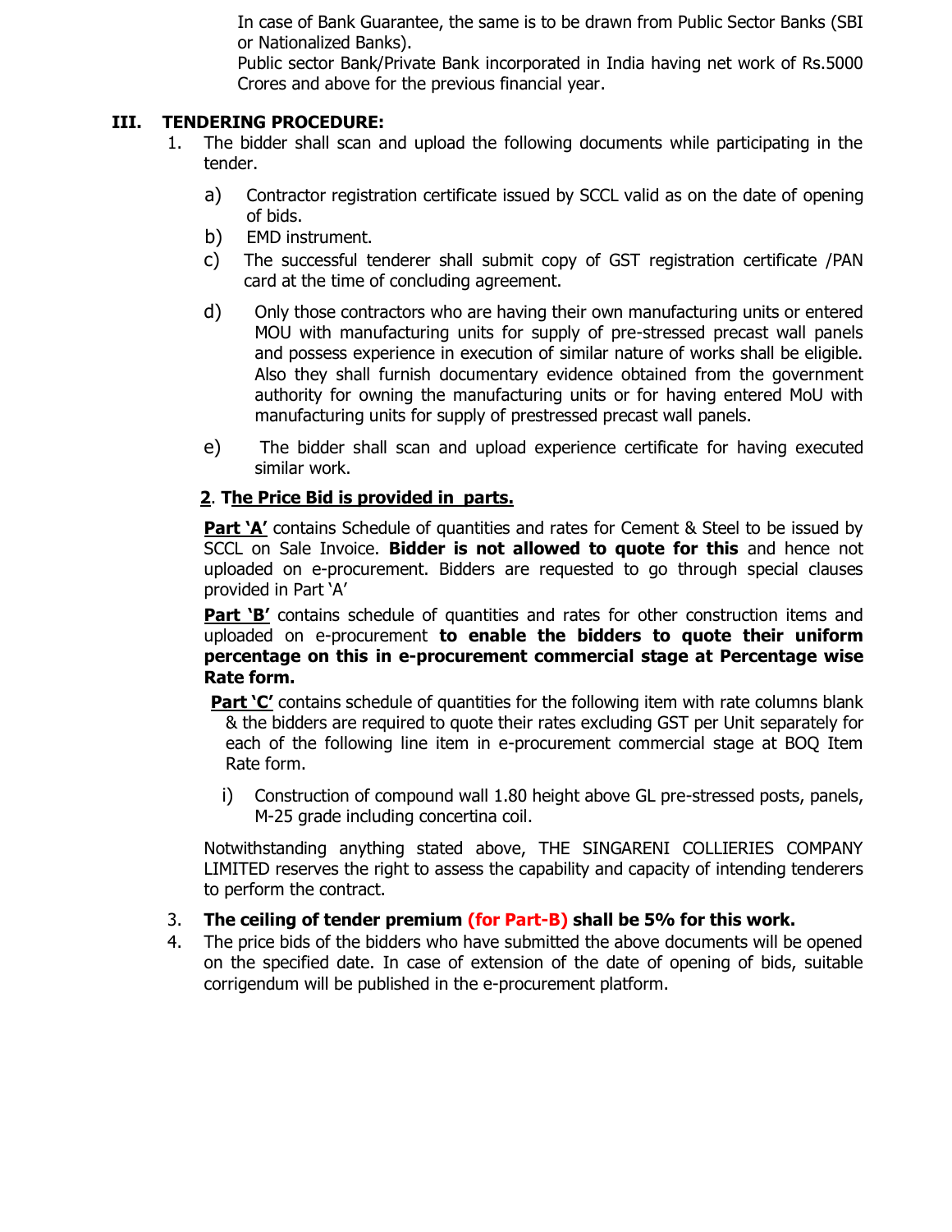In case of Bank Guarantee, the same is to be drawn from Public Sector Banks (SBI or Nationalized Banks).

Public sector Bank/Private Bank incorporated in India having net work of Rs.5000 Crores and above for the previous financial year.

## III. TENDERING PROCEDURE:

1. The bidder shall scan and upload the following documents while participating in the tender.

   a) Contractor registration certificate issued by SCCL valid as on the date of opening of bids.

   b) EMD instrument.

   c) The successful tenderer shall submit copy of GST registration certificate /PAN card at the time of concluding agreement.

   d) Only those contractors who are having their own manufacturing units or entered MOU with manufacturing units for supply of pre-stressed precast wall panels and possess experience in execution of similar nature of works shall be eligible. Also they shall furnish documentary evidence obtained from the government authority for owning the manufacturing units or for having entered MoU with manufacturing units for supply of prestressed precast wall panels.

   e) The bidder shall scan and upload experience certificate for having executed similar work.

   **2. The Price Bid is provided in parts.**

   **Part 'A'** contains Schedule of quantities and rates for Cement & Steel to be issued by SCCL on Sale Invoice. **Bidder is not allowed to quote for this** and hence not uploaded on e-procurement. Bidders are requested to go through special clauses provided in Part 'A'

   **Part 'B'** contains schedule of quantities and rates for other construction items and uploaded on e-procurement **to enable the bidders to quote their uniform percentage on this in e-procurement commercial stage at Percentage wise Rate form.**

   **Part 'C'** contains schedule of quantities for the following item with rate columns blank & the bidders are required to quote their rates excluding GST per Unit separately for each of the following line item in e-procurement commercial stage at BOQ Item Rate form.

   i) Construction of compound wall 1.80 height above GL pre-stressed posts, panels, M-25 grade including concertina coil.

   Notwithstanding anything stated above, THE SINGARENI COLLIERIES COMPANY LIMITED reserves the right to assess the capability and capacity of intending tenderers to perform the contract.

3. **The ceiling of tender premium (for Part-B) shall be 5% for this work.**
4. The price bids of the bidders who have submitted the above documents will be opened on the specified date. In case of extension of the date of opening of bids, suitable corrigendum will be published in the e-procurement platform.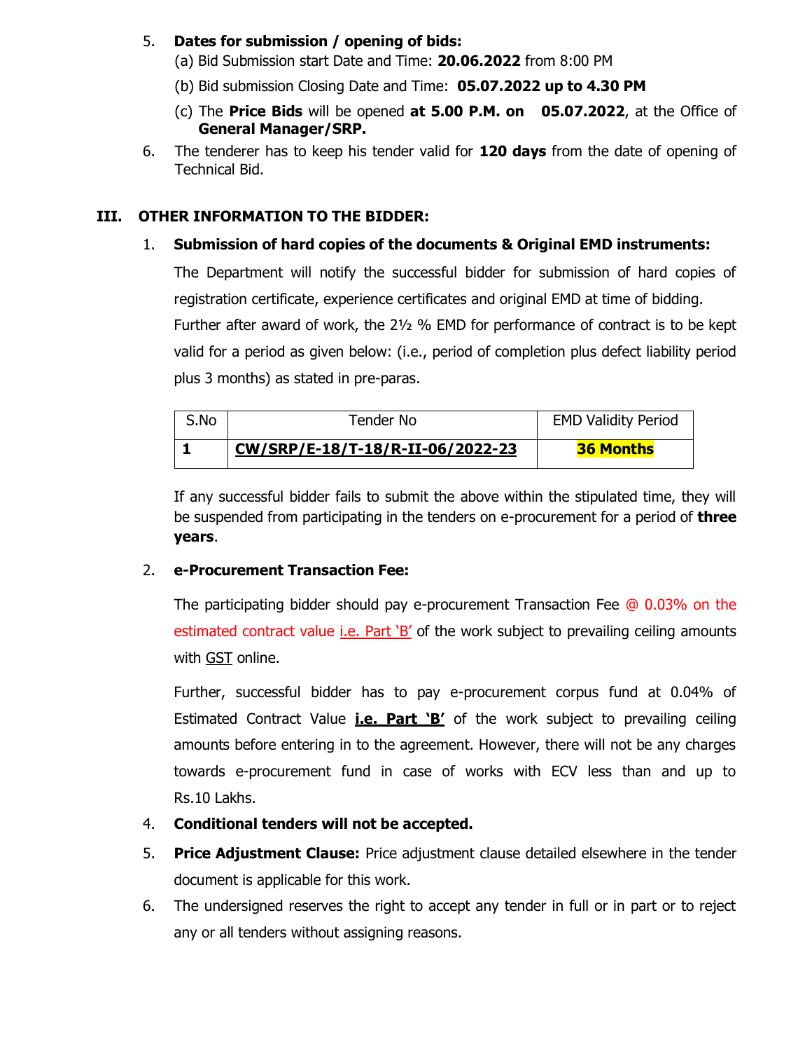5. **Dates for submission / opening of bids:**
   (a) Bid Submission start Date and Time: **20.06.2022** from 8:00 PM
   (b) Bid submission Closing Date and Time: **05.07.2022 up to 4.30 PM**
   (c) The **Price Bids** will be opened **at 5.00 P.M. on 05.07.2022**, at the Office of **General Manager/SRP.**

6. The tenderer has to keep his tender valid for **120 days** from the date of opening of Technical Bid.

## III. OTHER INFORMATION TO THE BIDDER:

1. **Submission of hard copies of the documents & Original EMD instruments:**

   The Department will notify the successful bidder for submission of hard copies of registration certificate, experience certificates and original EMD at time of bidding. Further after award of work, the 2½ % EMD for performance of contract is to be kept valid for a period as given below: (i.e., period of completion plus defect liability period plus 3 months) as stated in pre-paras.

| S.No | Tender No | EMD Validity Period |
|---|---|---|
| **1** | **CW/SRP/E-18/T-18/R-II-06/2022-23** | **36 Months** |

   If any successful bidder fails to submit the above within the stipulated time, they will be suspended from participating in the tenders on e-procurement for a period of **three years**.

2. **e-Procurement Transaction Fee:**

   The participating bidder should pay e-procurement Transaction Fee @ 0.03% on the estimated contract value i.e. Part 'B' of the work subject to prevailing ceiling amounts with GST online.

   Further, successful bidder has to pay e-procurement corpus fund at 0.04% of Estimated Contract Value **i.e. Part 'B'** of the work subject to prevailing ceiling amounts before entering in to the agreement. However, there will not be any charges towards e-procurement fund in case of works with ECV less than and up to Rs.10 Lakhs.

4. **Conditional tenders will not be accepted.**

5. **Price Adjustment Clause:** Price adjustment clause detailed elsewhere in the tender document is applicable for this work.

6. The undersigned reserves the right to accept any tender in full or in part or to reject any or all tenders without assigning reasons.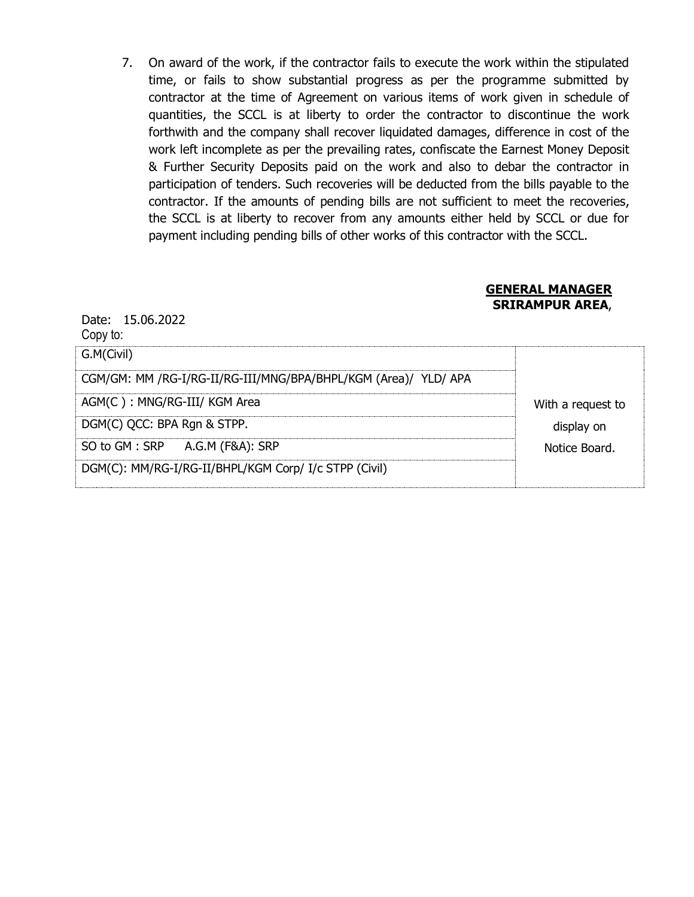7. On award of the work, if the contractor fails to execute the work within the stipulated time, or fails to show substantial progress as per the programme submitted by contractor at the time of Agreement on various items of work given in schedule of quantities, the SCCL is at liberty to order the contractor to discontinue the work forthwith and the company shall recover liquidated damages, difference in cost of the work left incomplete as per the prevailing rates, confiscate the Earnest Money Deposit & Further Security Deposits paid on the work and also to debar the contractor in participation of tenders. Such recoveries will be deducted from the bills payable to the contractor. If the amounts of pending bills are not sufficient to meet the recoveries, the SCCL is at liberty to recover from any amounts either held by SCCL or due for payment including pending bills of other works of this contractor with the SCCL.

**GENERAL MANAGER**
**SRIRAMPUR AREA**,

Date: 15.06.2022

Copy to:

| | |
|---|---|
| G.M(Civil) | With a request to display on Notice Board. |
| CGM/GM: MM /RG-I/RG-II/RG-III/MNG/BPA/BHPL/KGM (Area)/ YLD/ APA | |
| AGM(C ) : MNG/RG-III/ KGM Area | |
| DGM(C) QCC: BPA Rgn & STPP. | |
| SO to GM : SRP A.G.M (F&A): SRP | |
| DGM(C): MM/RG-I/RG-II/BHPL/KGM Corp/ I/c STPP (Civil) | |